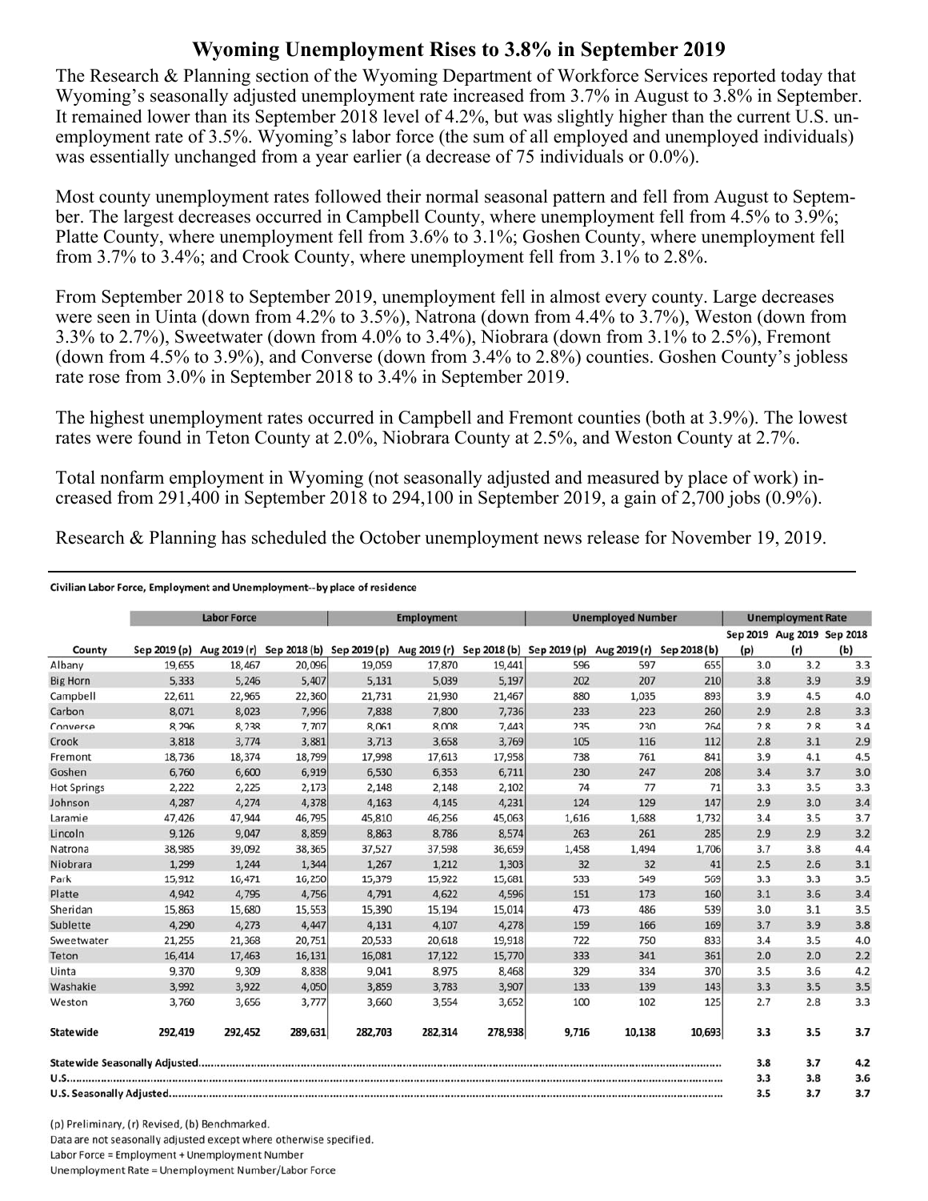# Wyoming Unemployment Rises to 3.8% in September 2019

The Research & Planning section of the Wyoming Department of Workforce Services reported today that Wyoming's seasonally adjusted unemployment rate increased from 3.7% in August to 3.8% in September. It remained lower than its September 2018 level of 4.2%, but was slightly higher than the current U.S. unemployment rate of 3.5%. Wyoming's labor force (the sum of all employed and unemployed individuals) was essentially unchanged from a year earlier (a decrease of 75 individuals or 0.0%).

Most county unemployment rates followed their normal seasonal pattern and fell from August to September. The largest decreases occurred in Campbell County, where unemployment fell from 4.5% to 3.9%; Platte County, where unemployment fell from 3.6% to 3.1%; Goshen County, where unemployment fell from 3.7% to 3.4%; and Crook County, where unemployment fell from 3.1% to 2.8%.

From September 2018 to September 2019, unemployment fell in almost every county. Large decreases were seen in Uinta (down from 4.2% to 3.5%), Natrona (down from 4.4% to 3.7%), Weston (down from 3.3% to 2.7%), Sweetwater (down from 4.0% to 3.4%), Niobrara (down from 3.1% to 2.5%), Fremont (down from 4.5% to 3.9%), and Converse (down from 3.4% to 2.8%) counties. Goshen County's jobless rate rose from 3.0% in September 2018 to 3.4% in September 2019.

The highest unemployment rates occurred in Campbell and Fremont counties (both at 3.9%). The lowest rates were found in Teton County at 2.0%, Niobrara County at 2.5%, and Weston County at 2.7%.

Total nonfarm employment in Wyoming (not seasonally adjusted and measured by place of work) increased from 291,400 in September 2018 to 294,100 in September 2019, a gain of 2,700 jobs (0.9%).

Research & Planning has scheduled the October unemployment news release for November 19, 2019.

**Civilian Labor Force, Employment and Unemployment--by place of residence**

| | Labor Force | | | Employment | | | Unemployed Number | | | Unemployment Rate | | |
|---|---|---|---|---|---|---|---|---|---|---|---|---|
| County | Sep 2019 (p) | Aug 2019 (r) | Sep 2018 (b) | Sep 2019 (p) | Aug 2019 (r) | Sep 2018 (b) | Sep 2019 (p) | Aug 2019 (r) | Sep 2018 (b) | Sep 2019 (p) | Aug 2019 (r) | Sep 2018 (b) |
| Albany | 19,655 | 18,467 | 20,096 | 19,059 | 17,870 | 19,441 | 596 | 597 | 655 | 3.0 | 3.2 | 3.3 |
| Big Horn | 5,333 | 5,246 | 5,407 | 5,131 | 5,039 | 5,197 | 202 | 207 | 210 | 3.8 | 3.9 | 3.9 |
| Campbell | 22,611 | 22,965 | 22,360 | 21,731 | 21,930 | 21,467 | 880 | 1,035 | 893 | 3.9 | 4.5 | 4.0 |
| Carbon | 8,071 | 8,023 | 7,996 | 7,838 | 7,800 | 7,736 | 233 | 223 | 260 | 2.9 | 2.8 | 3.3 |
| Converse | 8,296 | 8,238 | 7,707 | 8,061 | 8,008 | 7,443 | 235 | 230 | 264 | 2.8 | 2.8 | 3.4 |
| Crook | 3,818 | 3,774 | 3,881 | 3,713 | 3,658 | 3,769 | 105 | 116 | 112 | 2.8 | 3.1 | 2.9 |
| Fremont | 18,736 | 18,374 | 18,799 | 17,998 | 17,613 | 17,958 | 738 | 761 | 841 | 3.9 | 4.1 | 4.5 |
| Goshen | 6,760 | 6,600 | 6,919 | 6,530 | 6,353 | 6,711 | 230 | 247 | 208 | 3.4 | 3.7 | 3.0 |
| Hot Springs | 2,222 | 2,225 | 2,173 | 2,148 | 2,148 | 2,102 | 74 | 77 | 71 | 3.3 | 3.5 | 3.3 |
| Johnson | 4,287 | 4,274 | 4,378 | 4,163 | 4,145 | 4,231 | 124 | 129 | 147 | 2.9 | 3.0 | 3.4 |
| Laramie | 47,426 | 47,944 | 46,795 | 45,810 | 46,256 | 45,063 | 1,616 | 1,688 | 1,732 | 3.4 | 3.5 | 3.7 |
| Lincoln | 9,126 | 9,047 | 8,859 | 8,863 | 8,786 | 8,574 | 263 | 261 | 285 | 2.9 | 2.9 | 3.2 |
| Natrona | 38,985 | 39,092 | 38,365 | 37,527 | 37,598 | 36,659 | 1,458 | 1,494 | 1,706 | 3.7 | 3.8 | 4.4 |
| Niobrara | 1,299 | 1,244 | 1,344 | 1,267 | 1,212 | 1,303 | 32 | 32 | 41 | 2.5 | 2.6 | 3.1 |
| Park | 15,912 | 16,471 | 16,250 | 15,379 | 15,922 | 15,681 | 533 | 549 | 569 | 3.3 | 3.3 | 3.5 |
| Platte | 4,942 | 4,795 | 4,756 | 4,791 | 4,622 | 4,596 | 151 | 173 | 160 | 3.1 | 3.6 | 3.4 |
| Sheridan | 15,863 | 15,680 | 15,553 | 15,390 | 15,194 | 15,014 | 473 | 486 | 539 | 3.0 | 3.1 | 3.5 |
| Sublette | 4,290 | 4,273 | 4,447 | 4,131 | 4,107 | 4,278 | 159 | 166 | 169 | 3.7 | 3.9 | 3.8 |
| Sweetwater | 21,255 | 21,368 | 20,751 | 20,533 | 20,618 | 19,918 | 722 | 750 | 833 | 3.4 | 3.5 | 4.0 |
| Teton | 16,414 | 17,463 | 16,131 | 16,081 | 17,122 | 15,770 | 333 | 341 | 361 | 2.0 | 2.0 | 2.2 |
| Uinta | 9,370 | 9,309 | 8,838 | 9,041 | 8,975 | 8,468 | 329 | 334 | 370 | 3.5 | 3.6 | 4.2 |
| Washakie | 3,992 | 3,922 | 4,050 | 3,859 | 3,783 | 3,907 | 133 | 139 | 143 | 3.3 | 3.5 | 3.5 |
| Weston | 3,760 | 3,656 | 3,777 | 3,660 | 3,554 | 3,652 | 100 | 102 | 125 | 2.7 | 2.8 | 3.3 |
| **Statewide** | **292,419** | **292,452** | **289,631** | **282,703** | **282,314** | **278,938** | **9,716** | **10,138** | **10,693** | **3.3** | **3.5** | **3.7** |
| **Statewide Seasonally Adjusted** | | | | | | | | | | **3.8** | **3.7** | **4.2** |
| **U.S.** | | | | | | | | | | **3.3** | **3.8** | **3.6** |
| **U.S. Seasonally Adjusted** | | | | | | | | | | **3.5** | **3.7** | **3.7** |

(p) Preliminary, (r) Revised, (b) Benchmarked.
Data are not seasonally adjusted except where otherwise specified.
Labor Force = Employment + Unemployment Number
Unemployment Rate = Unemployment Number/Labor Force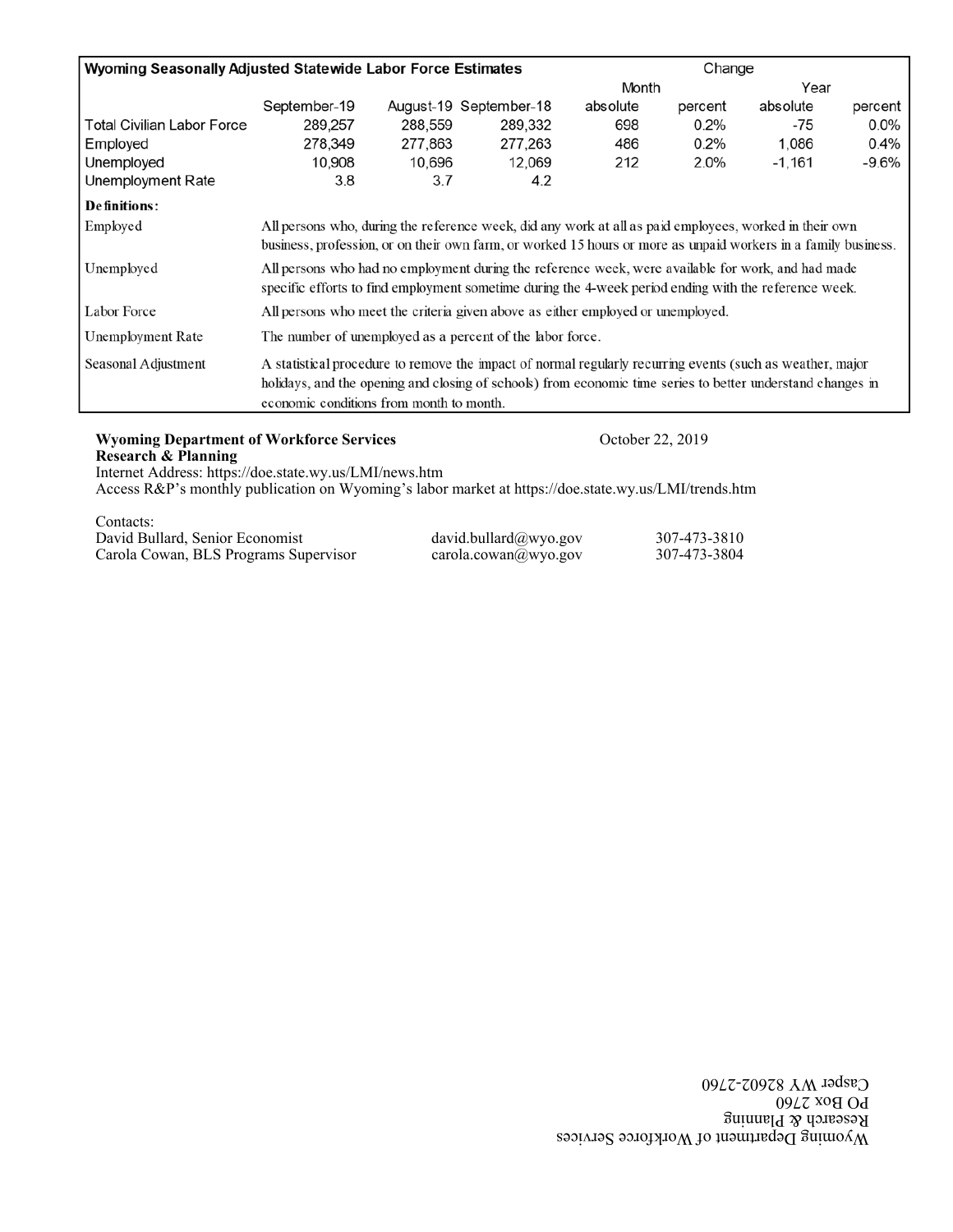| Wyoming Seasonally Adjusted Statewide Labor Force Estimates | | | | Change | | | |
|---|---|---|---|---|---|---|---|
| | | | | Month | | Year | |
| | September-19 | August-19 | September-18 | absolute | percent | absolute | percent |
| Total Civilian Labor Force | 289,257 | 288,559 | 289,332 | 698 | 0.2% | -75 | 0.0% |
| Employed | 278,349 | 277,863 | 277,263 | 486 | 0.2% | 1,086 | 0.4% |
| Unemployed | 10,908 | 10,696 | 12,069 | 212 | 2.0% | -1,161 | -9.6% |
| Unemployment Rate | 3.8 | 3.7 | 4.2 | | | | |

**Definitions:**

| | |
|---|---|
| Employed | All persons who, during the reference week, did any work at all as paid employees, worked in their own business, profession, or on their own farm, or worked 15 hours or more as unpaid workers in a family business. |
| Unemployed | All persons who had no employment during the reference week, were available for work, and had made specific efforts to find employment sometime during the 4-week period ending with the reference week. |
| Labor Force | All persons who meet the criteria given above as either employed or unemployed. |
| Unemployment Rate | The number of unemployed as a percent of the labor force. |
| Seasonal Adjustment | A statistical procedure to remove the impact of normal regularly recurring events (such as weather, major holidays, and the opening and closing of schools) from economic time series to better understand changes in economic conditions from month to month. |

**Wyoming Department of Workforce Services**
**Research & Planning**

October 22, 2019

Internet Address: https://doe.state.wy.us/LMI/news.htm
Access R&P's monthly publication on Wyoming's labor market at https://doe.state.wy.us/LMI/trends.htm

Contacts:

| | | |
|---|---|---|
| David Bullard, Senior Economist | david.bullard@wyo.gov | 307-473-3810 |
| Carola Cowan, BLS Programs Supervisor | carola.cowan@wyo.gov | 307-473-3804 |

Wyoming Department of Workforce Services
Research & Planning
PO Box 2760
Casper WY 82602-2760